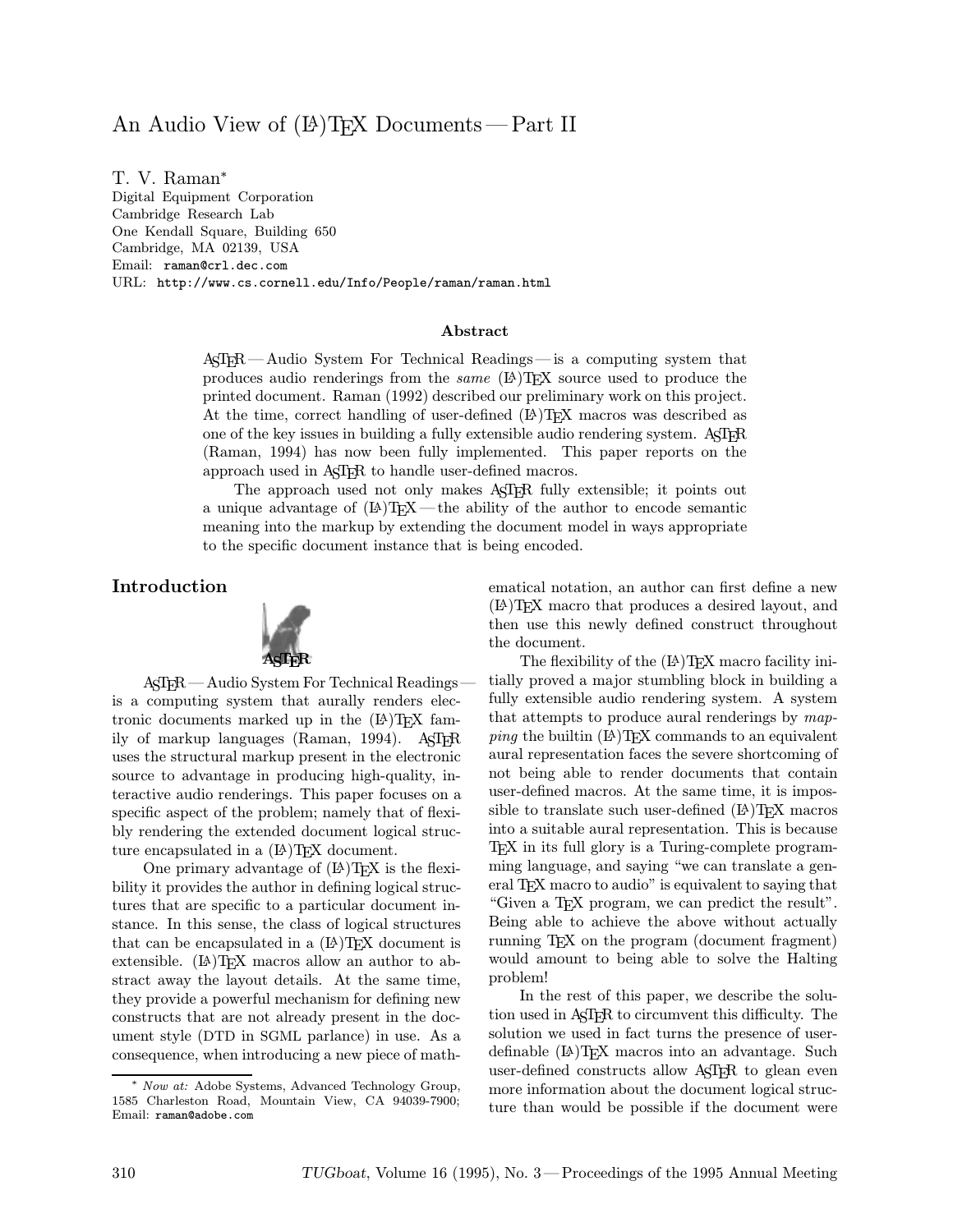# An Audio View of (LA)TEX Documents — Part II

T. V. Raman*
Digital Equipment Corporation
Cambridge Research Lab
One Kendall Square, Building 650
Cambridge, MA 02139, USA
Email: raman@crl.dec.com
URL: http://www.cs.cornell.edu/Info/People/raman/raman.html

### Abstract

ASTER — Audio System For Technical Readings — is a computing system that produces audio renderings from the *same* (LA)TEX source used to produce the printed document. Raman (1992) described our preliminary work on this project. At the time, correct handling of user-defined (LA)TEX macros was described as one of the key issues in building a fully extensible audio rendering system. ASTER (Raman, 1994) has now been fully implemented. This paper reports on the approach used in ASTER to handle user-defined macros.

The approach used not only makes ASTER fully extensible; it points out a unique advantage of (LA)TEX — the ability of the author to encode semantic meaning into the markup by extending the document model in ways appropriate to the specific document instance that is being encoded.

## Introduction

ASTER

ASTER — Audio System For Technical Readings — is a computing system that aurally renders electronic documents marked up in the (LA)TEX family of markup languages (Raman, 1994). ASTER uses the structural markup present in the electronic source to advantage in producing high-quality, interactive audio renderings. This paper focuses on a specific aspect of the problem; namely that of flexibly rendering the extended document logical structure encapsulated in a (LA)TEX document.

One primary advantage of (LA)TEX is the flexibility it provides the author in defining logical structures that are specific to a particular document instance. In this sense, the class of logical structures that can be encapsulated in a (LA)TEX document is extensible. (LA)TEX macros allow an author to abstract away the layout details. At the same time, they provide a powerful mechanism for defining new constructs that are not already present in the document style (DTD in SGML parlance) in use. As a consequence, when introducing a new piece of mathematical notation, an author can first define a new (LA)TEX macro that produces a desired layout, and then use this newly defined construct throughout the document.

The flexibility of the (LA)TEX macro facility initially proved a major stumbling block in building a fully extensible audio rendering system. A system that attempts to produce aural renderings by *mapping* the builtin (LA)TEX commands to an equivalent aural representation faces the severe shortcoming of not being able to render documents that contain user-defined macros. At the same time, it is impossible to translate such user-defined (LA)TEX macros into a suitable aural representation. This is because TEX in its full glory is a Turing-complete programming language, and saying "we can translate a general TEX macro to audio" is equivalent to saying that "Given a TEX program, we can predict the result". Being able to achieve the above without actually running TEX on the program (document fragment) would amount to being able to solve the Halting problem!

In the rest of this paper, we describe the solution used in ASTER to circumvent this difficulty. The solution we used in fact turns the presence of user-definable (LA)TEX macros into an advantage. Such user-defined constructs allow ASTER to glean even more information about the document logical structure than would be possible if the document were

---

* *Now at:* Adobe Systems, Advanced Technology Group, 1585 Charleston Road, Mountain View, CA 94039-7900; Email: raman@adobe.com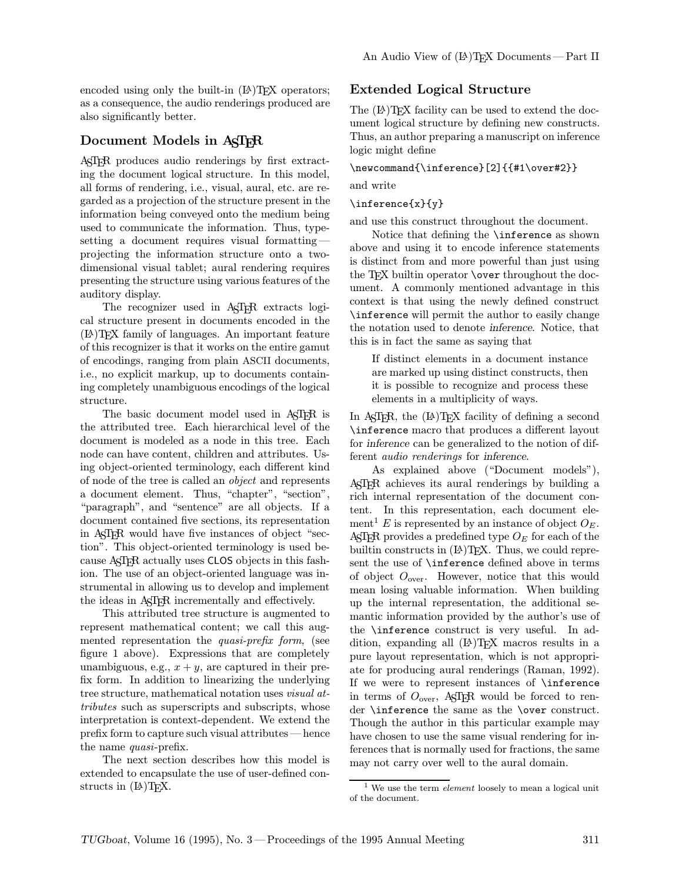encoded using only the built-in (LA)TEX operators; as a consequence, the audio renderings produced are also significantly better.

## Document Models in ASTER

ASTER produces audio renderings by first extracting the document logical structure. In this model, all forms of rendering, i.e., visual, aural, etc. are regarded as a projection of the structure present in the information being conveyed onto the medium being used to communicate the information. Thus, typesetting a document requires visual formatting — projecting the information structure onto a two-dimensional visual tablet; aural rendering requires presenting the structure using various features of the auditory display.

The recognizer used in ASTER extracts logical structure present in documents encoded in the (LA)TEX family of languages. An important feature of this recognizer is that it works on the entire gamut of encodings, ranging from plain ASCII documents, i.e., no explicit markup, up to documents containing completely unambiguous encodings of the logical structure.

The basic document model used in ASTER is the attributed tree. Each hierarchical level of the document is modeled as a node in this tree. Each node can have content, children and attributes. Using object-oriented terminology, each different kind of node of the tree is called an *object* and represents a document element. Thus, "chapter", "section", "paragraph", and "sentence" are all objects. If a document contained five sections, its representation in ASTER would have five instances of object "section". This object-oriented terminology is used because ASTER actually uses CLOS objects in this fashion. The use of an object-oriented language was instrumental in allowing us to develop and implement the ideas in ASTER incrementally and effectively.

This attributed tree structure is augmented to represent mathematical content; we call this augmented representation the *quasi-prefix form*, (see figure 1 above). Expressions that are completely unambiguous, e.g., $x + y$, are captured in their prefix form. In addition to linearizing the underlying tree structure, mathematical notation uses *visual attributes* such as superscripts and subscripts, whose interpretation is context-dependent. We extend the prefix form to capture such visual attributes — hence the name *quasi*-prefix.

The next section describes how this model is extended to encapsulate the use of user-defined constructs in (LA)TEX.

## Extended Logical Structure

The (LA)TEX facility can be used to extend the document logical structure by defining new constructs. Thus, an author preparing a manuscript on inference logic might define

```
\newcommand{\inference}[2]{{#1\over#2}}
```

and write

```
\inference{x}{y}
```

and use this construct throughout the document.

Notice that defining the `\inference` as shown above and using it to encode inference statements is distinct from and more powerful than just using the TEX builtin operator `\over` throughout the document. A commonly mentioned advantage in this context is that using the newly defined construct `\inference` will permit the author to easily change the notation used to denote *inference*. Notice, that this is in fact the same as saying that

> If distinct elements in a document instance are marked up using distinct constructs, then it is possible to recognize and process these elements in a multiplicity of ways.

In ASTER, the (LA)TEX facility of defining a second `\inference` macro that produces a different layout for *inference* can be generalized to the notion of different *audio renderings* for *inference*.

As explained above ("Document models"), ASTER achieves its aural renderings by building a rich internal representation of the document content. In this representation, each document element[1] $E$ is represented by an instance of object $O_E$. ASTER provides a predefined type $O_E$ for each of the builtin constructs in (LA)TEX. Thus, we could represent the use of `\inference` defined above in terms of object $O_{\text{over}}$. However, notice that this would mean losing valuable information. When building up the internal representation, the additional semantic information provided by the author's use of the `\inference` construct is very useful. In addition, expanding all (LA)TEX macros results in a pure layout representation, which is not appropriate for producing aural renderings (Raman, 1992). If we were to represent instances of `\inference` in terms of $O_{\text{over}}$, ASTER would be forced to render `\inference` the same as the `\over` construct. Though the author in this particular example may have chosen to use the same visual rendering for inferences that is normally used for fractions, the same may not carry over well to the aural domain.

[1] We use the term *element* loosely to mean a logical unit of the document.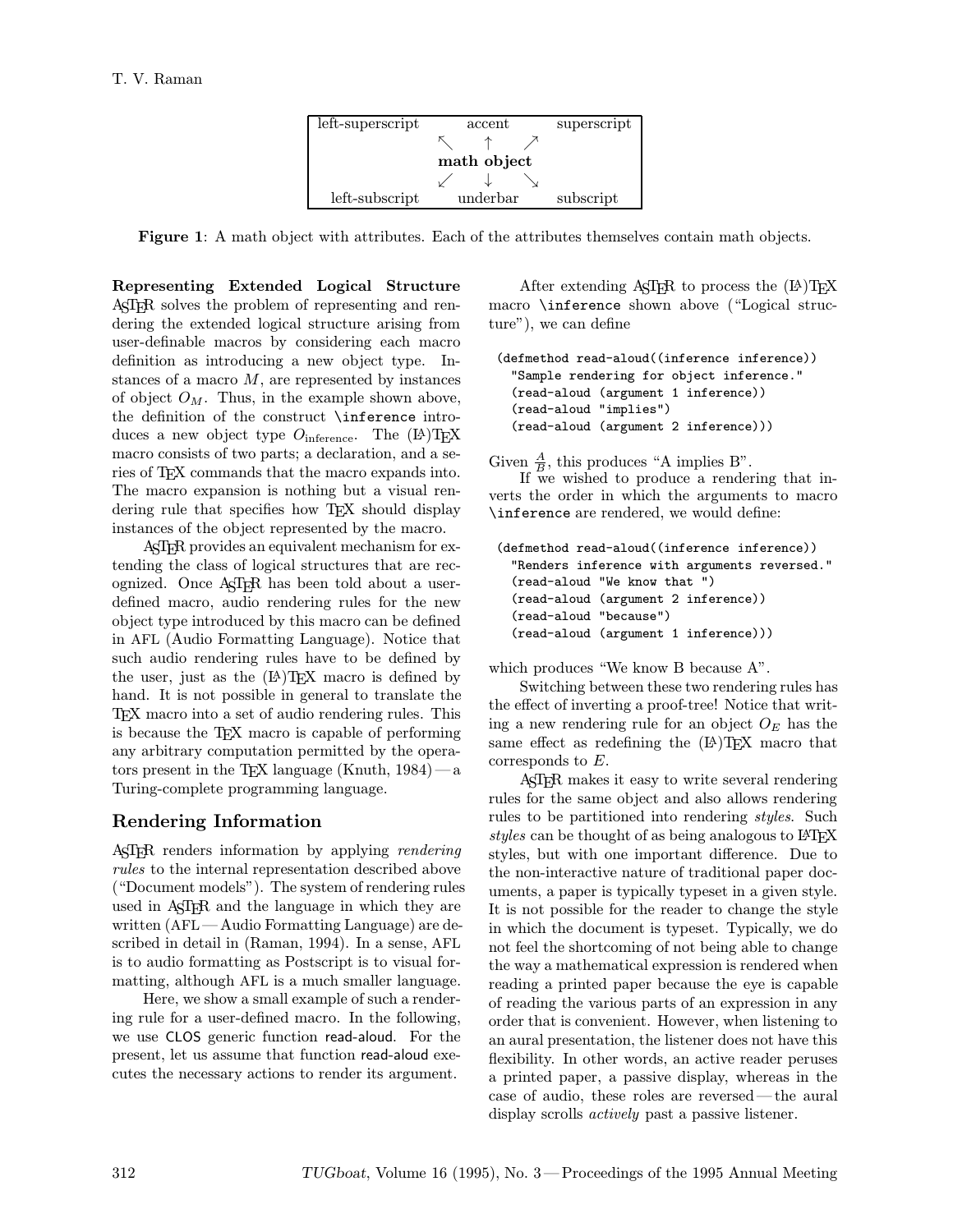| left-superscript | accent | superscript |
|---|---|---|
| ↖ | ↑ | ↗ |
| | **math object** | |
| ↙ | ↓ | ↘ |
| left-subscript | underbar | subscript |

**Figure 1**: A math object with attributes. Each of the attributes themselves contain math objects.

**Representing Extended Logical Structure** AsTeR solves the problem of representing and rendering the extended logical structure arising from user-definable macros by considering each macro definition as introducing a new object type. Instances of a macro $M$, are represented by instances of object $O_M$. Thus, in the example shown above, the definition of the construct `\inference` introduces a new object type $O_{\text{inference}}$. The (LA)TeX macro consists of two parts; a declaration, and a series of TeX commands that the macro expands into. The macro expansion is nothing but a visual rendering rule that specifies how TeX should display instances of the object represented by the macro.

AsTeR provides an equivalent mechanism for extending the class of logical structures that are recognized. Once AsTeR has been told about a user-defined macro, audio rendering rules for the new object type introduced by this macro can be defined in AFL (Audio Formatting Language). Notice that such audio rendering rules have to be defined by the user, just as the (LA)TeX macro is defined by hand. It is not possible in general to translate the TeX macro into a set of audio rendering rules. This is because the TeX macro is capable of performing any arbitrary computation permitted by the operators present in the TeX language (Knuth, 1984) — a Turing-complete programming language.

## Rendering Information

AsTeR renders information by applying *rendering rules* to the internal representation described above ("Document models"). The system of rendering rules used in AsTeR and the language in which they are written (AFL — Audio Formatting Language) are described in detail in (Raman, 1994). In a sense, AFL is to audio formatting as Postscript is to visual formatting, although AFL is a much smaller language.

Here, we show a small example of such a rendering rule for a user-defined macro. In the following, we use CLOS generic function read-aloud. For the present, let us assume that function read-aloud executes the necessary actions to render its argument.

After extending AsTeR to process the (LA)TeX macro `\inference` shown above ("Logical structure"), we can define

```
(defmethod read-aloud((inference inference))
  "Sample rendering for object inference."
  (read-aloud (argument 1 inference))
  (read-aloud "implies")
  (read-aloud (argument 2 inference)))
```

Given $\frac{A}{B}$, this produces "A implies B".

If we wished to produce a rendering that inverts the order in which the arguments to macro `\inference` are rendered, we would define:

```
(defmethod read-aloud((inference inference))
  "Renders inference with arguments reversed."
  (read-aloud "We know that ")
  (read-aloud (argument 2 inference))
  (read-aloud "because")
  (read-aloud (argument 1 inference)))
```

which produces "We know B because A".

Switching between these two rendering rules has the effect of inverting a proof-tree! Notice that writing a new rendering rule for an object $O_E$ has the same effect as redefining the (LA)TeX macro that corresponds to $E$.

AsTeR makes it easy to write several rendering rules for the same object and also allows rendering rules to be partitioned into rendering *styles*. Such *styles* can be thought of as being analogous to LaTeX styles, but with one important difference. Due to the non-interactive nature of traditional paper documents, a paper is typically typeset in a given style. It is not possible for the reader to change the style in which the document is typeset. Typically, we do not feel the shortcoming of not being able to change the way a mathematical expression is rendered when reading a printed paper because the eye is capable of reading the various parts of an expression in any order that is convenient. However, when listening to an aural presentation, the listener does not have this flexibility. In other words, an active reader peruses a printed paper, a passive display, whereas in the case of audio, these roles are reversed — the aural display scrolls *actively* past a passive listener.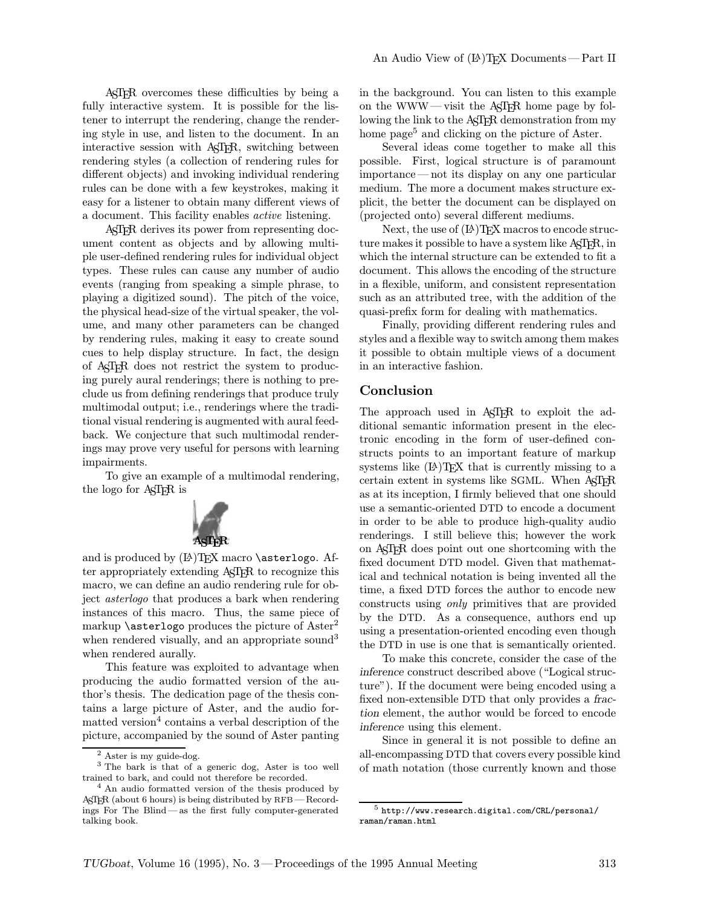AsTeR overcomes these difficulties by being a fully interactive system. It is possible for the listener to interrupt the rendering, change the rendering style in use, and listen to the document. In an interactive session with AsTeR, switching between rendering styles (a collection of rendering rules for different objects) and invoking individual rendering rules can be done with a few keystrokes, making it easy for a listener to obtain many different views of a document. This facility enables *active* listening.

AsTeR derives its power from representing document content as objects and by allowing multiple user-defined rendering rules for individual object types. These rules can cause any number of audio events (ranging from speaking a simple phrase, to playing a digitized sound). The pitch of the voice, the physical head-size of the virtual speaker, the volume, and many other parameters can be changed by rendering rules, making it easy to create sound cues to help display structure. In fact, the design of AsTeR does not restrict the system to producing purely aural renderings; there is nothing to preclude us from defining renderings that produce truly multimodal output; i.e., renderings where the traditional visual rendering is augmented with aural feedback. We conjecture that such multimodal renderings may prove very useful for persons with learning impairments.

To give an example of a multimodal rendering, the logo for AsTeR is

AsTeR

and is produced by (LA)TeX macro `\asterlogo`. After appropriately extending AsTeR to recognize this macro, we can define an audio rendering rule for object *asterlogo* that produces a bark when rendering instances of this macro. Thus, the same piece of markup `\asterlogo` produces the picture of Aster[2] when rendered visually, and an appropriate sound[3] when rendered aurally.

This feature was exploited to advantage when producing the audio formatted version of the author's thesis. The dedication page of the thesis contains a large picture of Aster, and the audio formatted version[4] contains a verbal description of the picture, accompanied by the sound of Aster panting in the background. You can listen to this example on the WWW — visit the AsTeR home page by following the link to the AsTeR demonstration from my home page[5] and clicking on the picture of Aster.

Several ideas come together to make all this possible. First, logical structure is of paramount importance — not its display on any one particular medium. The more a document makes structure explicit, the better the document can be displayed on (projected onto) several different mediums.

Next, the use of (LA)TeX macros to encode structure makes it possible to have a system like AsTeR, in which the internal structure can be extended to fit a document. This allows the encoding of the structure in a flexible, uniform, and consistent representation such as an attributed tree, with the addition of the quasi-prefix form for dealing with mathematics.

Finally, providing different rendering rules and styles and a flexible way to switch among them makes it possible to obtain multiple views of a document in an interactive fashion.

## Conclusion

The approach used in AsTeR to exploit the additional semantic information present in the electronic encoding in the form of user-defined constructs points to an important feature of markup systems like (LA)TeX that is currently missing to a certain extent in systems like SGML. When AsTeR as at its inception, I firmly believed that one should use a semantic-oriented DTD to encode a document in order to be able to produce high-quality audio renderings. I still believe this; however the work on AsTeR does point out one shortcoming with the fixed document DTD model. Given that mathematical and technical notation is being invented all the time, a fixed DTD forces the author to encode new constructs using *only* primitives that are provided by the DTD. As a consequence, authors end up using a presentation-oriented encoding even though the DTD in use is one that is semantically oriented.

To make this concrete, consider the case of the *inference* construct described above ("Logical structure"). If the document were being encoded using a fixed non-extensible DTD that only provides a *fraction* element, the author would be forced to encode *inference* using this element.

Since in general it is not possible to define an all-encompassing DTD that covers every possible kind of math notation (those currently known and those

---

[2] Aster is my guide-dog.

[3] The bark is that of a generic dog, Aster is too well trained to bark, and could not therefore be recorded.

[4] An audio formatted version of the thesis produced by AsTeR (about 6 hours) is being distributed by RFB — Recordings For The Blind — as the first fully computer-generated talking book.

[5] `http://www.research.digital.com/CRL/personal/raman/raman.html`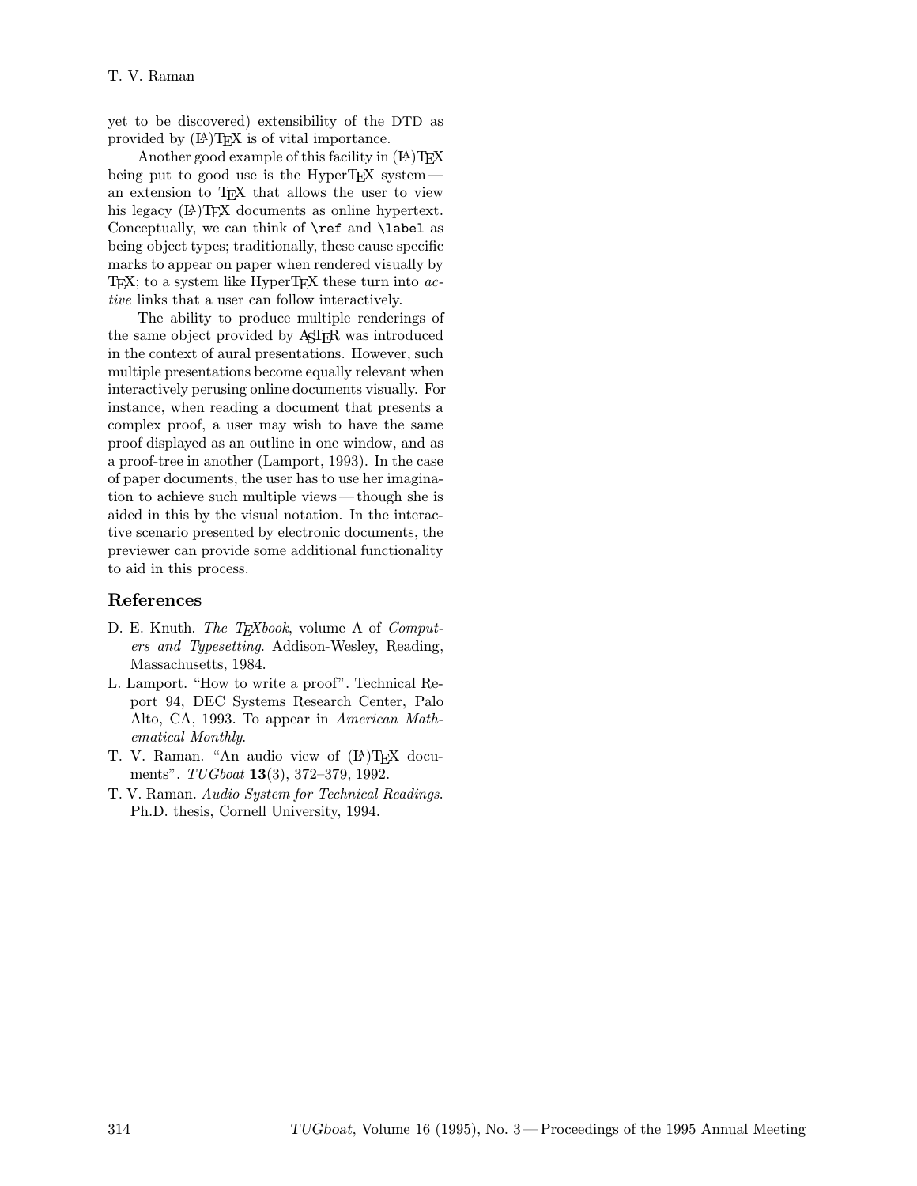yet to be discovered) extensibility of the DTD as provided by (LA)TEX is of vital importance.

Another good example of this facility in (LA)TEX being put to good use is the HyperTEX system — an extension to TEX that allows the user to view his legacy (LA)TEX documents as online hypertext. Conceptually, we can think of `\ref` and `\label` as being object types; traditionally, these cause specific marks to appear on paper when rendered visually by TEX; to a system like HyperTEX these turn into *active* links that a user can follow interactively.

The ability to produce multiple renderings of the same object provided by ASTER was introduced in the context of aural presentations. However, such multiple presentations become equally relevant when interactively perusing online documents visually. For instance, when reading a document that presents a complex proof, a user may wish to have the same proof displayed as an outline in one window, and as a proof-tree in another (Lamport, 1993). In the case of paper documents, the user has to use her imagination to achieve such multiple views — though she is aided in this by the visual notation. In the interactive scenario presented by electronic documents, the previewer can provide some additional functionality to aid in this process.

## References

D. E. Knuth. *The TEXbook*, volume A of *Computers and Typesetting*. Addison-Wesley, Reading, Massachusetts, 1984.

L. Lamport. "How to write a proof". Technical Report 94, DEC Systems Research Center, Palo Alto, CA, 1993. To appear in *American Mathematical Monthly*.

T. V. Raman. "An audio view of (LA)TEX documents". *TUGboat* **13**(3), 372–379, 1992.

T. V. Raman. *Audio System for Technical Readings.* Ph.D. thesis, Cornell University, 1994.